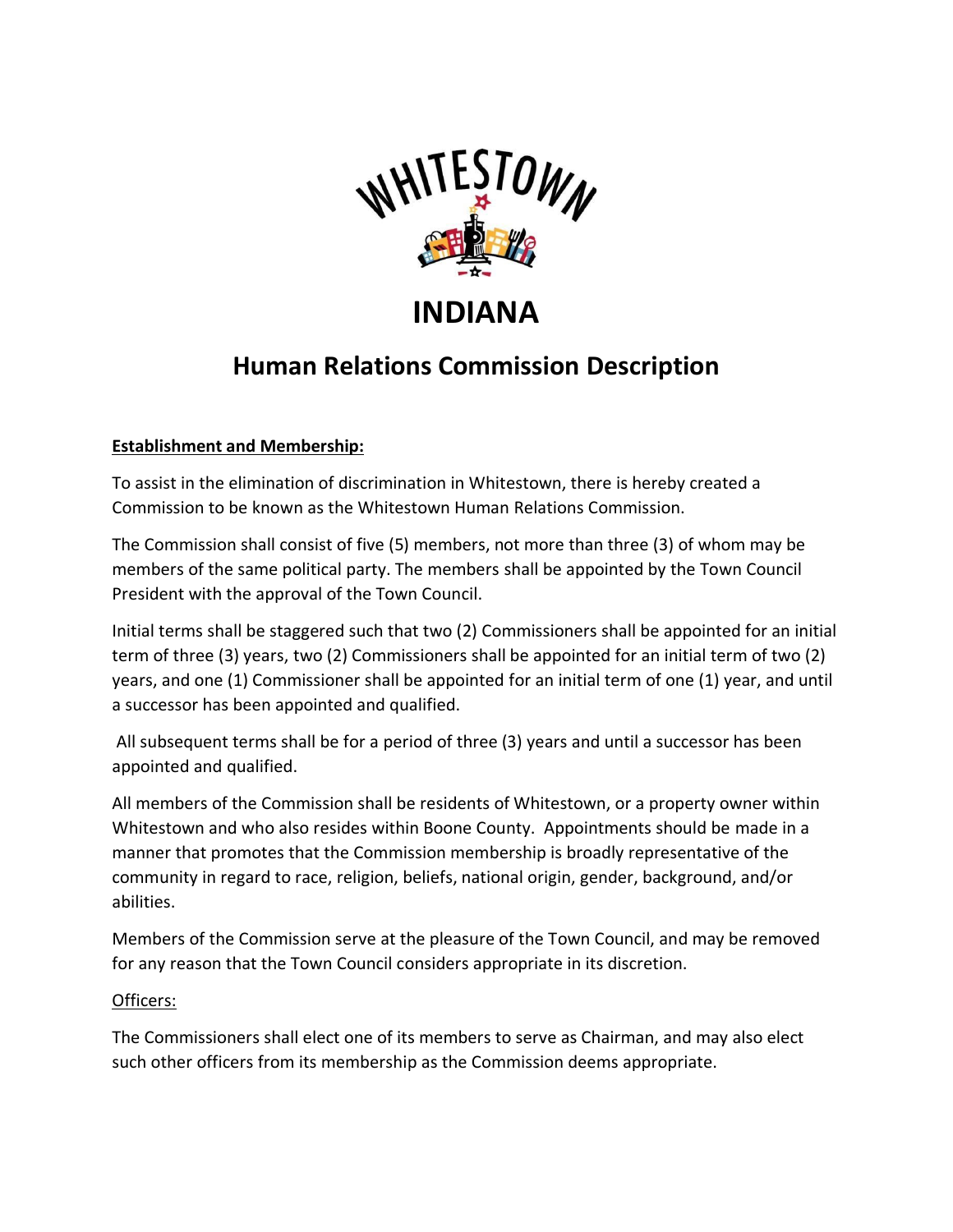WHITESTOWN

# INDIANA

## Human Relations Commission Description

**Establishment and Membership:**

To assist in the elimination of discrimination in Whitestown, there is hereby created a Commission to be known as the Whitestown Human Relations Commission.

The Commission shall consist of five (5) members, not more than three (3) of whom may be members of the same political party. The members shall be appointed by the Town Council President with the approval of the Town Council.

Initial terms shall be staggered such that two (2) Commissioners shall be appointed for an initial term of three (3) years, two (2) Commissioners shall be appointed for an initial term of two (2) years, and one (1) Commissioner shall be appointed for an initial term of one (1) year, and until a successor has been appointed and qualified.

All subsequent terms shall be for a period of three (3) years and until a successor has been appointed and qualified.

All members of the Commission shall be residents of Whitestown, or a property owner within Whitestown and who also resides within Boone County. Appointments should be made in a manner that promotes that the Commission membership is broadly representative of the community in regard to race, religion, beliefs, national origin, gender, background, and/or abilities.

Members of the Commission serve at the pleasure of the Town Council, and may be removed for any reason that the Town Council considers appropriate in its discretion.

Officers:

The Commissioners shall elect one of its members to serve as Chairman, and may also elect such other officers from its membership as the Commission deems appropriate.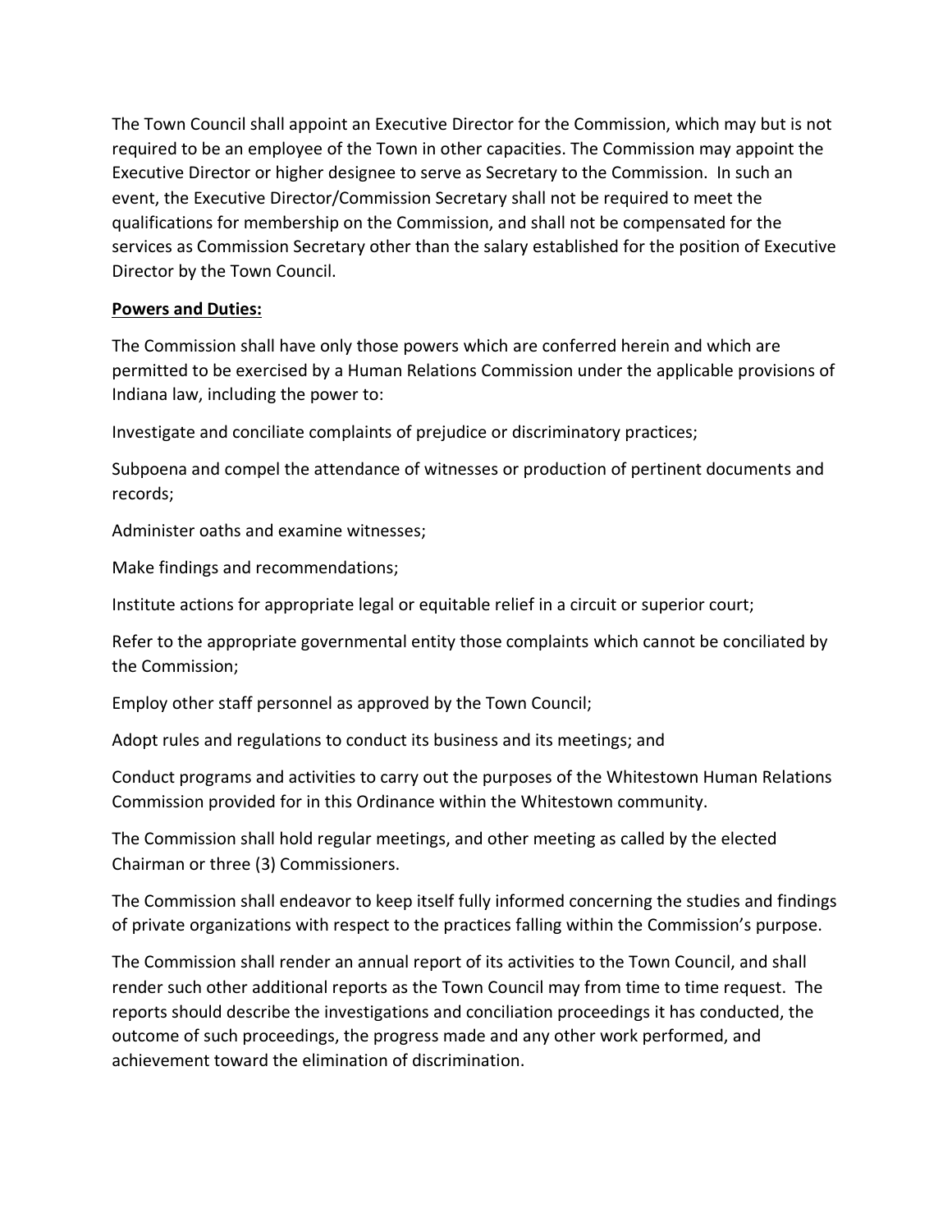The Town Council shall appoint an Executive Director for the Commission, which may but is not required to be an employee of the Town in other capacities. The Commission may appoint the Executive Director or higher designee to serve as Secretary to the Commission. In such an event, the Executive Director/Commission Secretary shall not be required to meet the qualifications for membership on the Commission, and shall not be compensated for the services as Commission Secretary other than the salary established for the position of Executive Director by the Town Council.

**Powers and Duties:**

The Commission shall have only those powers which are conferred herein and which are permitted to be exercised by a Human Relations Commission under the applicable provisions of Indiana law, including the power to:

Investigate and conciliate complaints of prejudice or discriminatory practices;

Subpoena and compel the attendance of witnesses or production of pertinent documents and records;

Administer oaths and examine witnesses;

Make findings and recommendations;

Institute actions for appropriate legal or equitable relief in a circuit or superior court;

Refer to the appropriate governmental entity those complaints which cannot be conciliated by the Commission;

Employ other staff personnel as approved by the Town Council;

Adopt rules and regulations to conduct its business and its meetings; and

Conduct programs and activities to carry out the purposes of the Whitestown Human Relations Commission provided for in this Ordinance within the Whitestown community.

The Commission shall hold regular meetings, and other meeting as called by the elected Chairman or three (3) Commissioners.

The Commission shall endeavor to keep itself fully informed concerning the studies and findings of private organizations with respect to the practices falling within the Commission's purpose.

The Commission shall render an annual report of its activities to the Town Council, and shall render such other additional reports as the Town Council may from time to time request. The reports should describe the investigations and conciliation proceedings it has conducted, the outcome of such proceedings, the progress made and any other work performed, and achievement toward the elimination of discrimination.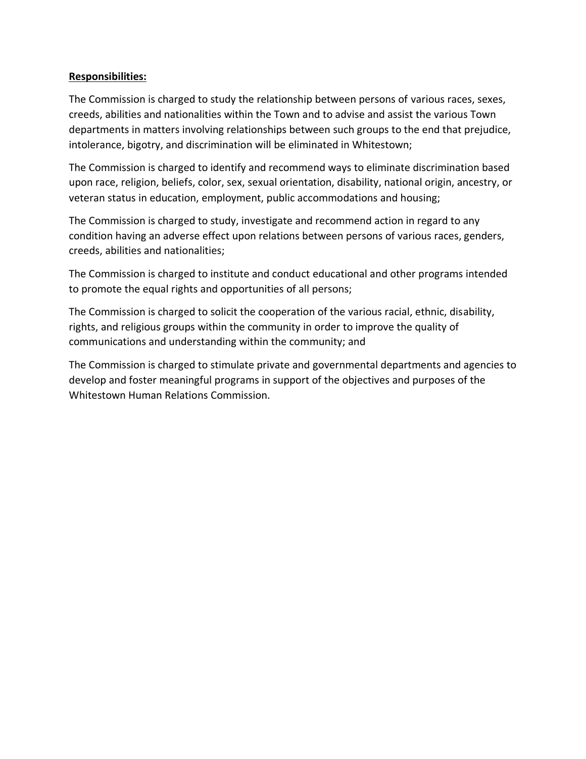**Responsibilities:**

The Commission is charged to study the relationship between persons of various races, sexes, creeds, abilities and nationalities within the Town and to advise and assist the various Town departments in matters involving relationships between such groups to the end that prejudice, intolerance, bigotry, and discrimination will be eliminated in Whitestown;

The Commission is charged to identify and recommend ways to eliminate discrimination based upon race, religion, beliefs, color, sex, sexual orientation, disability, national origin, ancestry, or veteran status in education, employment, public accommodations and housing;

The Commission is charged to study, investigate and recommend action in regard to any condition having an adverse effect upon relations between persons of various races, genders, creeds, abilities and nationalities;

The Commission is charged to institute and conduct educational and other programs intended to promote the equal rights and opportunities of all persons;

The Commission is charged to solicit the cooperation of the various racial, ethnic, disability, rights, and religious groups within the community in order to improve the quality of communications and understanding within the community; and

The Commission is charged to stimulate private and governmental departments and agencies to develop and foster meaningful programs in support of the objectives and purposes of the Whitestown Human Relations Commission.